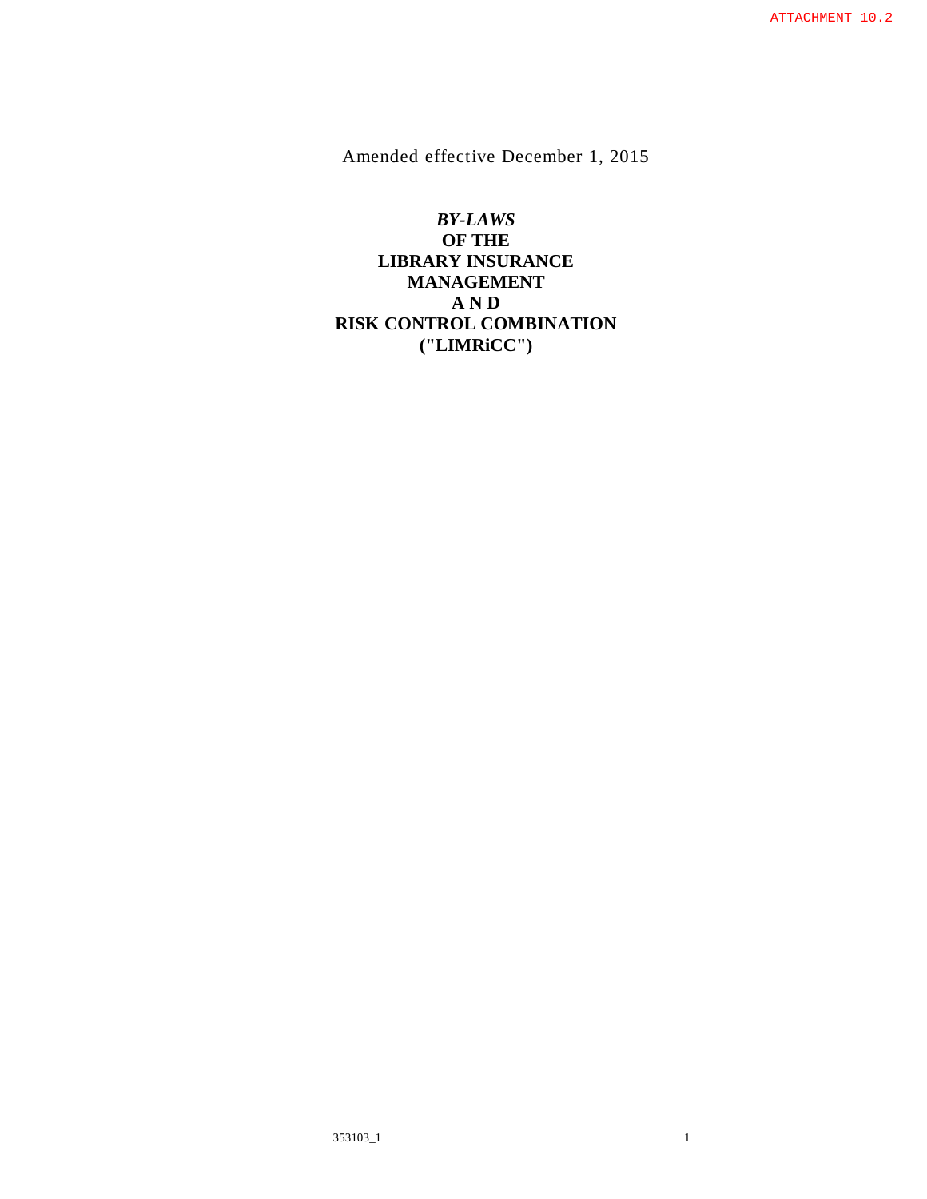ATTACHMENT 10.2

Amended effective December 1, 2015

# *BY-LAWS*
# OF THE
# LIBRARY INSURANCE MANAGEMENT
# A N D
# RISK CONTROL COMBINATION
# ("LIMRiCC")

353103_1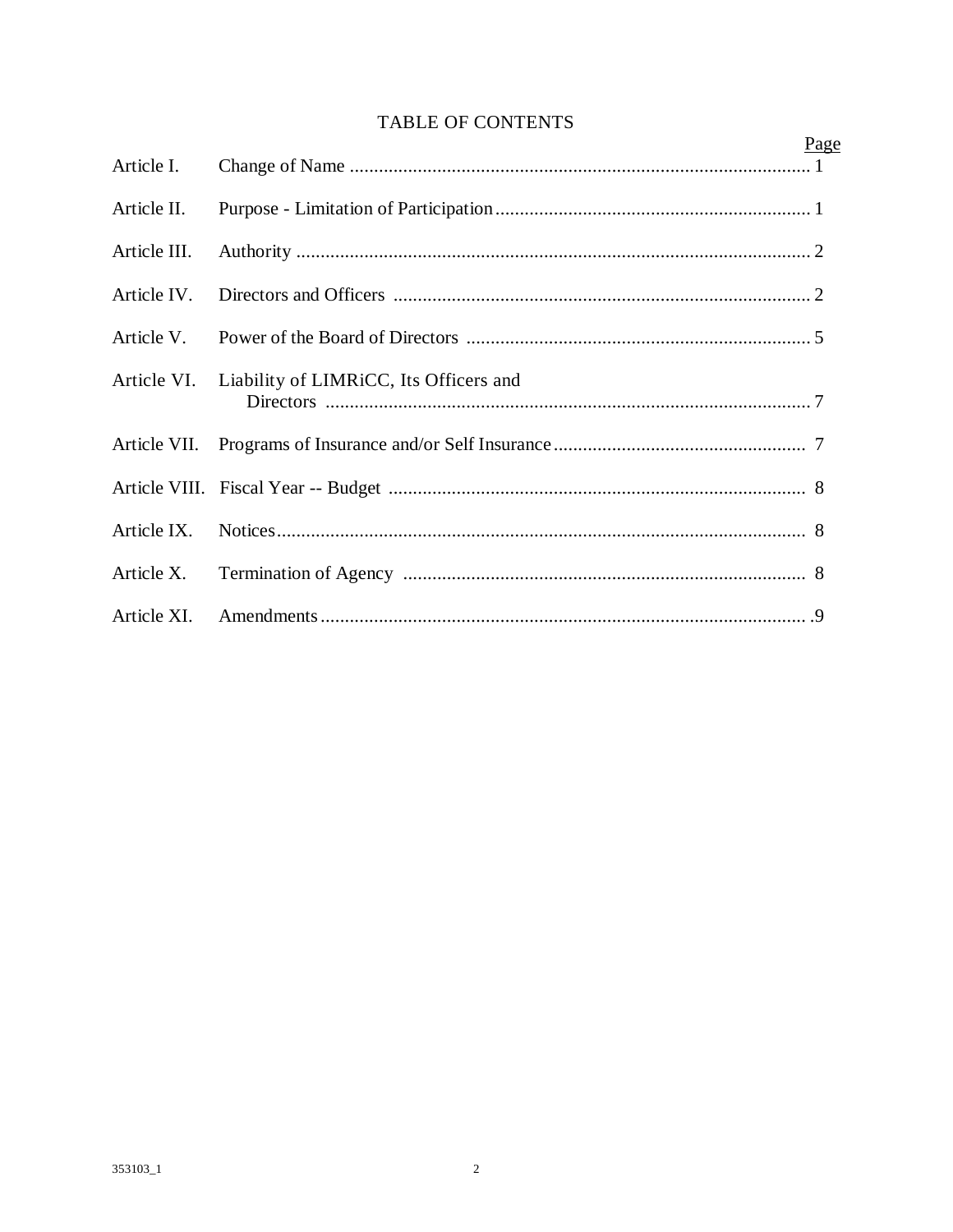# TABLE OF CONTENTS

| | | Page |
|---|---|---|
| Article I. | Change of Name | 1 |
| Article II. | Purpose - Limitation of Participation | 1 |
| Article III. | Authority | 2 |
| Article IV. | Directors and Officers | 2 |
| Article V. | Power of the Board of Directors | 5 |
| Article VI. | Liability of LIMRiCC, Its Officers and Directors | 7 |
| Article VII. | Programs of Insurance and/or Self Insurance | 7 |
| Article VIII. | Fiscal Year -- Budget | 8 |
| Article IX. | Notices | 8 |
| Article X. | Termination of Agency | 8 |
| Article XI. | Amendments | .9 |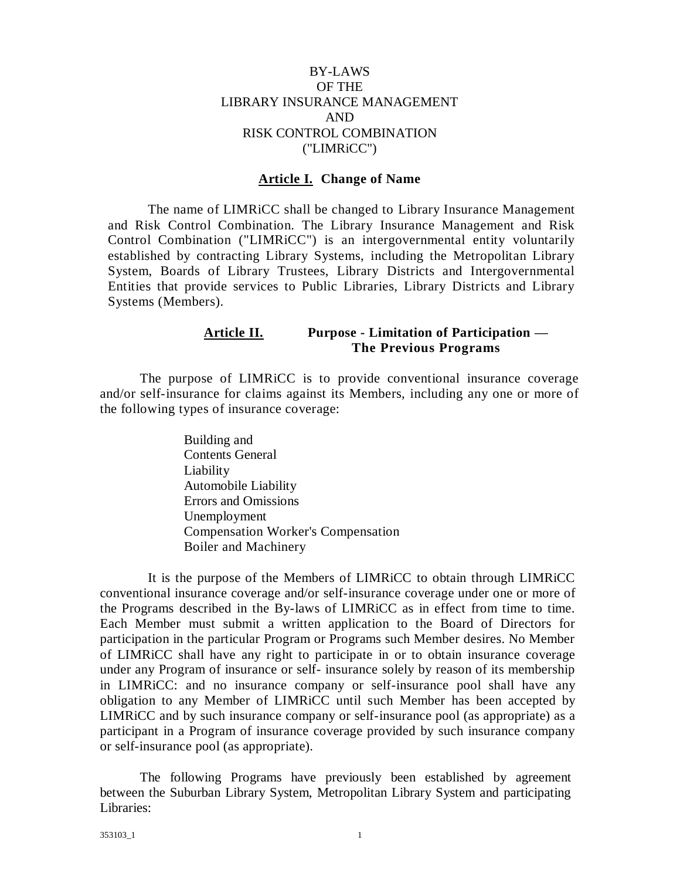# BY-LAWS
# OF THE
# LIBRARY INSURANCE MANAGEMENT
# AND
# RISK CONTROL COMBINATION
# ("LIMRiCC")

## Article I. Change of Name

The name of LIMRiCC shall be changed to Library Insurance Management and Risk Control Combination. The Library Insurance Management and Risk Control Combination ("LIMRiCC") is an intergovernmental entity voluntarily established by contracting Library Systems, including the Metropolitan Library System, Boards of Library Trustees, Library Districts and Intergovernmental Entities that provide services to Public Libraries, Library Districts and Library Systems (Members).

## Article II. Purpose - Limitation of Participation — The Previous Programs

The purpose of LIMRiCC is to provide conventional insurance coverage and/or self-insurance for claims against its Members, including any one or more of the following types of insurance coverage:

Building and
Contents General
Liability
Automobile Liability
Errors and Omissions
Unemployment
Compensation Worker's Compensation
Boiler and Machinery

It is the purpose of the Members of LIMRiCC to obtain through LIMRiCC conventional insurance coverage and/or self-insurance coverage under one or more of the Programs described in the By-laws of LIMRiCC as in effect from time to time. Each Member must submit a written application to the Board of Directors for participation in the particular Program or Programs such Member desires. No Member of LIMRiCC shall have any right to participate in or to obtain insurance coverage under any Program of insurance or self- insurance solely by reason of its membership in LIMRiCC: and no insurance company or self-insurance pool shall have any obligation to any Member of LIMRiCC until such Member has been accepted by LIMRiCC and by such insurance company or self-insurance pool (as appropriate) as a participant in a Program of insurance coverage provided by such insurance company or self-insurance pool (as appropriate).

The following Programs have previously been established by agreement between the Suburban Library System, Metropolitan Library System and participating Libraries: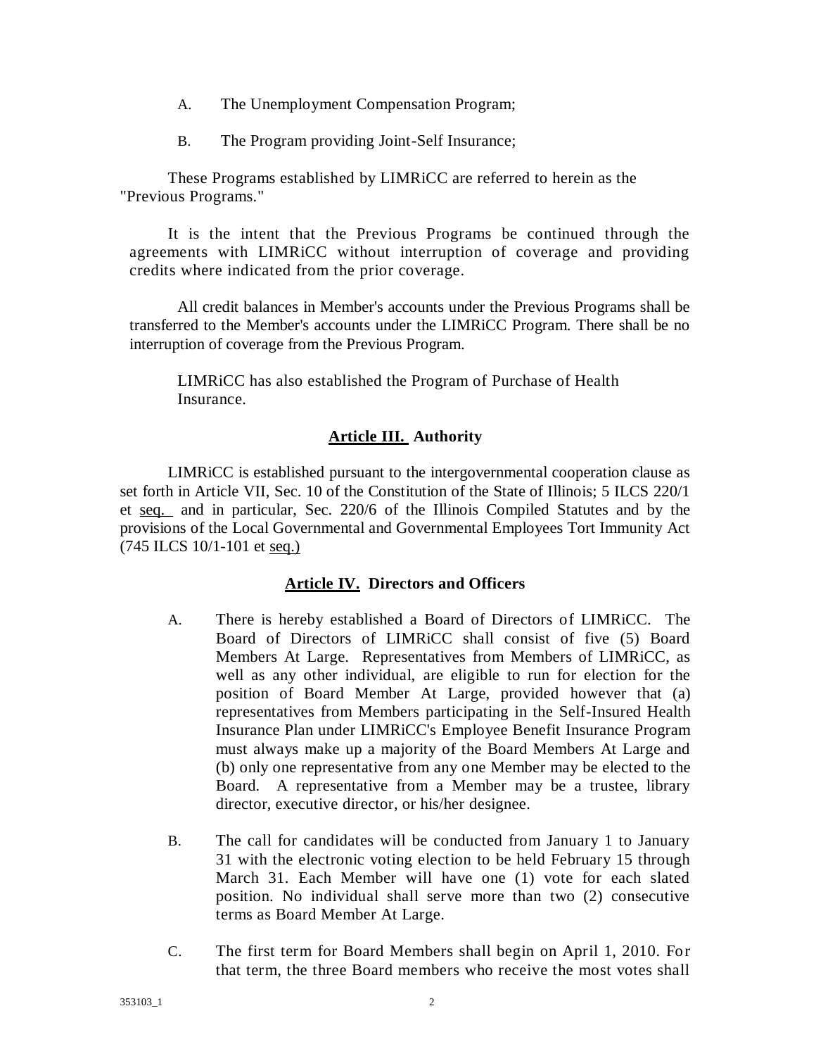A. The Unemployment Compensation Program;

B. The Program providing Joint-Self Insurance;

These Programs established by LIMRiCC are referred to herein as the "Previous Programs."

It is the intent that the Previous Programs be continued through the agreements with LIMRiCC without interruption of coverage and providing credits where indicated from the prior coverage.

All credit balances in Member's accounts under the Previous Programs shall be transferred to the Member's accounts under the LIMRiCC Program. There shall be no interruption of coverage from the Previous Program.

LIMRiCC has also established the Program of Purchase of Health Insurance.

## Article III. Authority

LIMRiCC is established pursuant to the intergovernmental cooperation clause as set forth in Article VII, Sec. 10 of the Constitution of the State of Illinois; 5 ILCS 220/1 et seq. and in particular, Sec. 220/6 of the Illinois Compiled Statutes and by the provisions of the Local Governmental and Governmental Employees Tort Immunity Act (745 ILCS 10/1-101 et seq.)

## Article IV. Directors and Officers

A. There is hereby established a Board of Directors of LIMRiCC. The Board of Directors of LIMRiCC shall consist of five (5) Board Members At Large. Representatives from Members of LIMRiCC, as well as any other individual, are eligible to run for election for the position of Board Member At Large, provided however that (a) representatives from Members participating in the Self-Insured Health Insurance Plan under LIMRiCC's Employee Benefit Insurance Program must always make up a majority of the Board Members At Large and (b) only one representative from any one Member may be elected to the Board. A representative from a Member may be a trustee, library director, executive director, or his/her designee.

B. The call for candidates will be conducted from January 1 to January 31 with the electronic voting election to be held February 15 through March 31. Each Member will have one (1) vote for each slated position. No individual shall serve more than two (2) consecutive terms as Board Member At Large.

C. The first term for Board Members shall begin on April 1, 2010. For that term, the three Board members who receive the most votes shall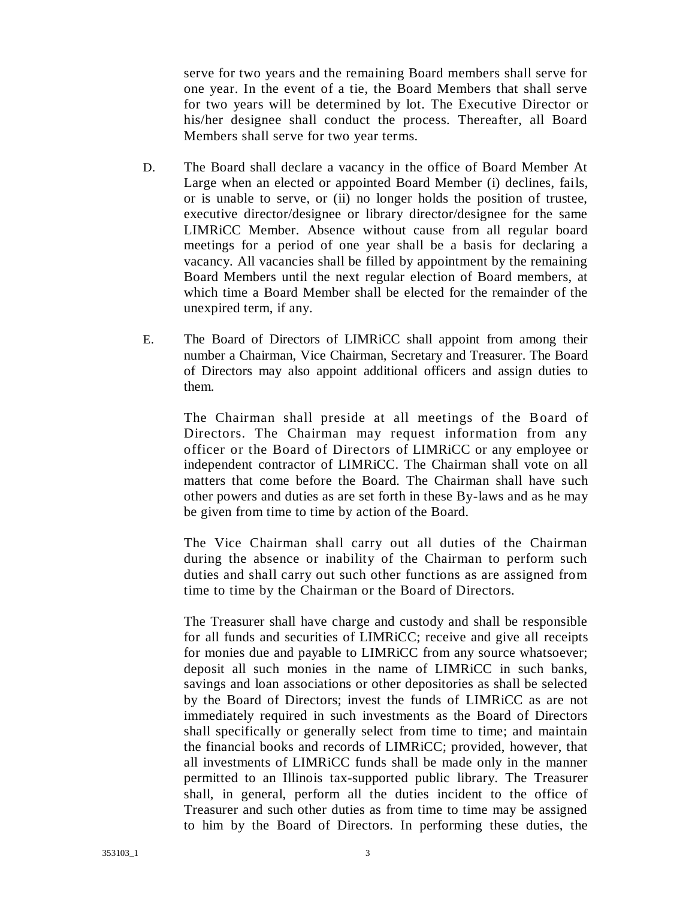serve for two years and the remaining Board members shall serve for one year. In the event of a tie, the Board Members that shall serve for two years will be determined by lot. The Executive Director or his/her designee shall conduct the process. Thereafter, all Board Members shall serve for two year terms.

D. The Board shall declare a vacancy in the office of Board Member At Large when an elected or appointed Board Member (i) declines, fails, or is unable to serve, or (ii) no longer holds the position of trustee, executive director/designee or library director/designee for the same LIMRiCC Member. Absence without cause from all regular board meetings for a period of one year shall be a basis for declaring a vacancy. All vacancies shall be filled by appointment by the remaining Board Members until the next regular election of Board members, at which time a Board Member shall be elected for the remainder of the unexpired term, if any.

E. The Board of Directors of LIMRiCC shall appoint from among their number a Chairman, Vice Chairman, Secretary and Treasurer. The Board of Directors may also appoint additional officers and assign duties to them.

The Chairman shall preside at all meetings of the Board of Directors. The Chairman may request information from any officer or the Board of Directors of LIMRiCC or any employee or independent contractor of LIMRiCC. The Chairman shall vote on all matters that come before the Board. The Chairman shall have such other powers and duties as are set forth in these By-laws and as he may be given from time to time by action of the Board.

The Vice Chairman shall carry out all duties of the Chairman during the absence or inability of the Chairman to perform such duties and shall carry out such other functions as are assigned from time to time by the Chairman or the Board of Directors.

The Treasurer shall have charge and custody and shall be responsible for all funds and securities of LIMRiCC; receive and give all receipts for monies due and payable to LIMRiCC from any source whatsoever; deposit all such monies in the name of LIMRiCC in such banks, savings and loan associations or other depositories as shall be selected by the Board of Directors; invest the funds of LIMRiCC as are not immediately required in such investments as the Board of Directors shall specifically or generally select from time to time; and maintain the financial books and records of LIMRiCC; provided, however, that all investments of LIMRiCC funds shall be made only in the manner permitted to an Illinois tax-supported public library. The Treasurer shall, in general, perform all the duties incident to the office of Treasurer and such other duties as from time to time may be assigned to him by the Board of Directors. In performing these duties, the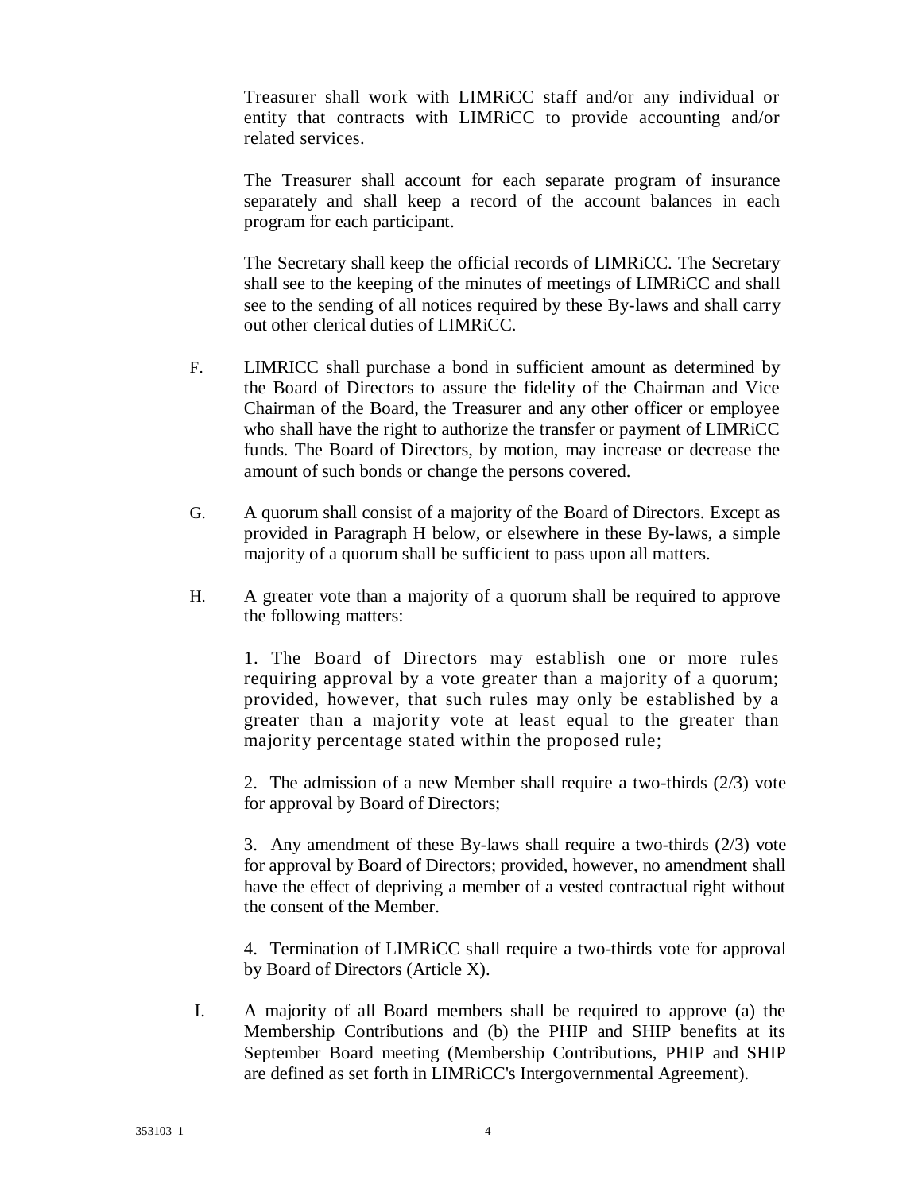Treasurer shall work with LIMRiCC staff and/or any individual or entity that contracts with LIMRiCC to provide accounting and/or related services.

The Treasurer shall account for each separate program of insurance separately and shall keep a record of the account balances in each program for each participant.

The Secretary shall keep the official records of LIMRiCC. The Secretary shall see to the keeping of the minutes of meetings of LIMRiCC and shall see to the sending of all notices required by these By-laws and shall carry out other clerical duties of LIMRiCC.

F. LIMRICC shall purchase a bond in sufficient amount as determined by the Board of Directors to assure the fidelity of the Chairman and Vice Chairman of the Board, the Treasurer and any other officer or employee who shall have the right to authorize the transfer or payment of LIMRiCC funds. The Board of Directors, by motion, may increase or decrease the amount of such bonds or change the persons covered.

G. A quorum shall consist of a majority of the Board of Directors. Except as provided in Paragraph H below, or elsewhere in these By-laws, a simple majority of a quorum shall be sufficient to pass upon all matters.

H. A greater vote than a majority of a quorum shall be required to approve the following matters:

1. The Board of Directors may establish one or more rules requiring approval by a vote greater than a majority of a quorum; provided, however, that such rules may only be established by a greater than a majority vote at least equal to the greater than majority percentage stated within the proposed rule;

2. The admission of a new Member shall require a two-thirds (2/3) vote for approval by Board of Directors;

3. Any amendment of these By-laws shall require a two-thirds (2/3) vote for approval by Board of Directors; provided, however, no amendment shall have the effect of depriving a member of a vested contractual right without the consent of the Member.

4. Termination of LIMRiCC shall require a two-thirds vote for approval by Board of Directors (Article X).

I. A majority of all Board members shall be required to approve (a) the Membership Contributions and (b) the PHIP and SHIP benefits at its September Board meeting (Membership Contributions, PHIP and SHIP are defined as set forth in LIMRiCC's Intergovernmental Agreement).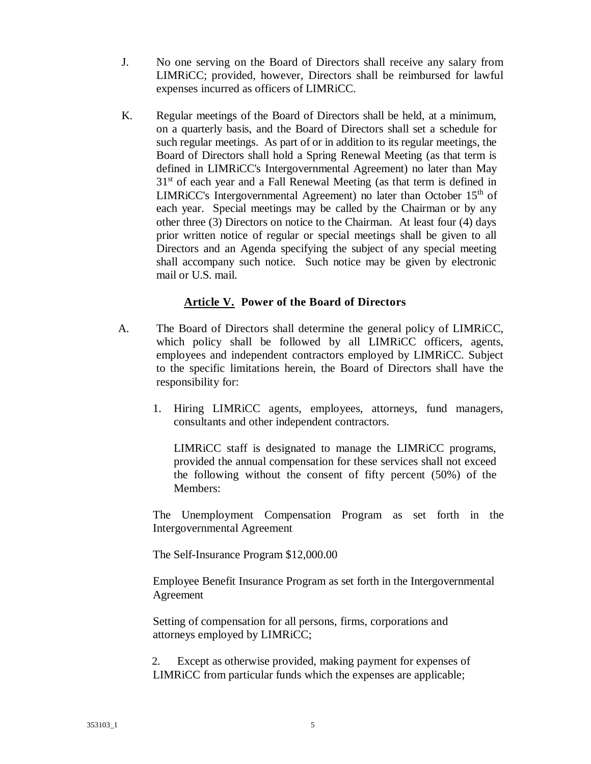J. No one serving on the Board of Directors shall receive any salary from LIMRiCC; provided, however, Directors shall be reimbursed for lawful expenses incurred as officers of LIMRiCC.

K. Regular meetings of the Board of Directors shall be held, at a minimum, on a quarterly basis, and the Board of Directors shall set a schedule for such regular meetings. As part of or in addition to its regular meetings, the Board of Directors shall hold a Spring Renewal Meeting (as that term is defined in LIMRiCC's Intergovernmental Agreement) no later than May 31st of each year and a Fall Renewal Meeting (as that term is defined in LIMRiCC's Intergovernmental Agreement) no later than October 15th of each year. Special meetings may be called by the Chairman or by any other three (3) Directors on notice to the Chairman. At least four (4) days prior written notice of regular or special meetings shall be given to all Directors and an Agenda specifying the subject of any special meeting shall accompany such notice. Such notice may be given by electronic mail or U.S. mail.

## **Article V.** Power of the Board of Directors

A. The Board of Directors shall determine the general policy of LIMRiCC, which policy shall be followed by all LIMRiCC officers, agents, employees and independent contractors employed by LIMRiCC. Subject to the specific limitations herein, the Board of Directors shall have the responsibility for:

1. Hiring LIMRiCC agents, employees, attorneys, fund managers, consultants and other independent contractors.

   LIMRiCC staff is designated to manage the LIMRiCC programs, provided the annual compensation for these services shall not exceed the following without the consent of fifty percent (50%) of the Members:

   The Unemployment Compensation Program as set forth in the Intergovernmental Agreement

   The Self-Insurance Program $12,000.00

   Employee Benefit Insurance Program as set forth in the Intergovernmental Agreement

   Setting of compensation for all persons, firms, corporations and attorneys employed by LIMRiCC;

2. Except as otherwise provided, making payment for expenses of LIMRiCC from particular funds which the expenses are applicable;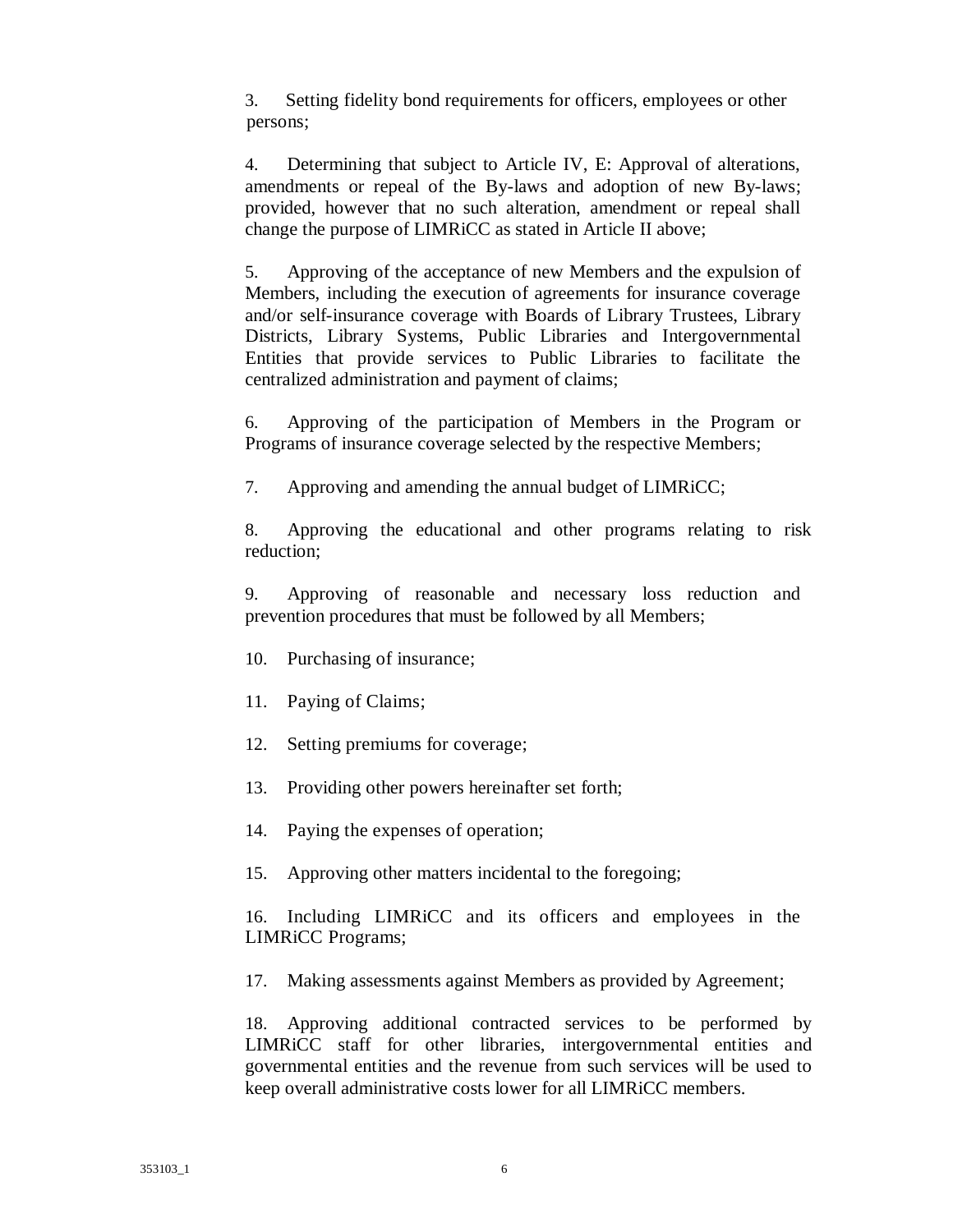3. Setting fidelity bond requirements for officers, employees or other persons;

4. Determining that subject to Article IV, E: Approval of alterations, amendments or repeal of the By-laws and adoption of new By-laws; provided, however that no such alteration, amendment or repeal shall change the purpose of LIMRiCC as stated in Article II above;

5. Approving of the acceptance of new Members and the expulsion of Members, including the execution of agreements for insurance coverage and/or self-insurance coverage with Boards of Library Trustees, Library Districts, Library Systems, Public Libraries and Intergovernmental Entities that provide services to Public Libraries to facilitate the centralized administration and payment of claims;

6. Approving of the participation of Members in the Program or Programs of insurance coverage selected by the respective Members;

7. Approving and amending the annual budget of LIMRiCC;

8. Approving the educational and other programs relating to risk reduction;

9. Approving of reasonable and necessary loss reduction and prevention procedures that must be followed by all Members;

10. Purchasing of insurance;

11. Paying of Claims;

12. Setting premiums for coverage;

13. Providing other powers hereinafter set forth;

14. Paying the expenses of operation;

15. Approving other matters incidental to the foregoing;

16. Including LIMRiCC and its officers and employees in the LIMRiCC Programs;

17. Making assessments against Members as provided by Agreement;

18. Approving additional contracted services to be performed by LIMRiCC staff for other libraries, intergovernmental entities and governmental entities and the revenue from such services will be used to keep overall administrative costs lower for all LIMRiCC members.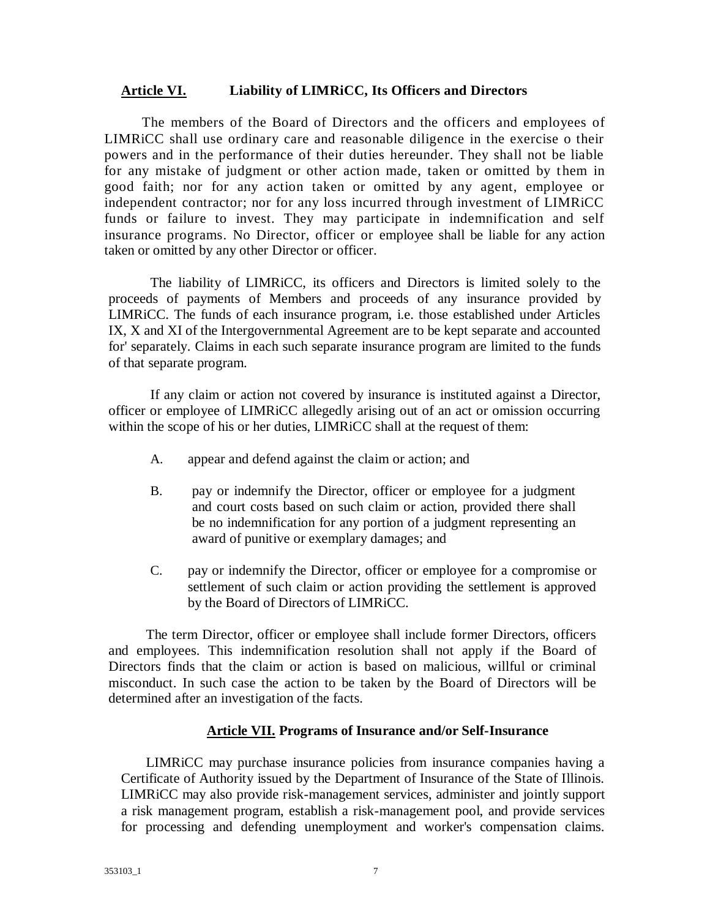## Article VI. Liability of LIMRiCC, Its Officers and Directors

The members of the Board of Directors and the officers and employees of LIMRiCC shall use ordinary care and reasonable diligence in the exercise o their powers and in the performance of their duties hereunder. They shall not be liable for any mistake of judgment or other action made, taken or omitted by them in good faith; nor for any action taken or omitted by any agent, employee or independent contractor; nor for any loss incurred through investment of LIMRiCC funds or failure to invest. They may participate in indemnification and self insurance programs. No Director, officer or employee shall be liable for any action taken or omitted by any other Director or officer.

The liability of LIMRiCC, its officers and Directors is limited solely to the proceeds of payments of Members and proceeds of any insurance provided by LIMRiCC. The funds of each insurance program, i.e. those established under Articles IX, X and XI of the Intergovernmental Agreement are to be kept separate and accounted for' separately. Claims in each such separate insurance program are limited to the funds of that separate program.

If any claim or action not covered by insurance is instituted against a Director, officer or employee of LIMRiCC allegedly arising out of an act or omission occurring within the scope of his or her duties, LIMRiCC shall at the request of them:

A. appear and defend against the claim or action; and

B. pay or indemnify the Director, officer or employee for a judgment and court costs based on such claim or action, provided there shall be no indemnification for any portion of a judgment representing an award of punitive or exemplary damages; and

C. pay or indemnify the Director, officer or employee for a compromise or settlement of such claim or action providing the settlement is approved by the Board of Directors of LIMRiCC.

The term Director, officer or employee shall include former Directors, officers and employees. This indemnification resolution shall not apply if the Board of Directors finds that the claim or action is based on malicious, willful or criminal misconduct. In such case the action to be taken by the Board of Directors will be determined after an investigation of the facts.

## Article VII. Programs of Insurance and/or Self-Insurance

LIMRiCC may purchase insurance policies from insurance companies having a Certificate of Authority issued by the Department of Insurance of the State of Illinois. LIMRiCC may also provide risk-management services, administer and jointly support a risk management program, establish a risk-management pool, and provide services for processing and defending unemployment and worker's compensation claims.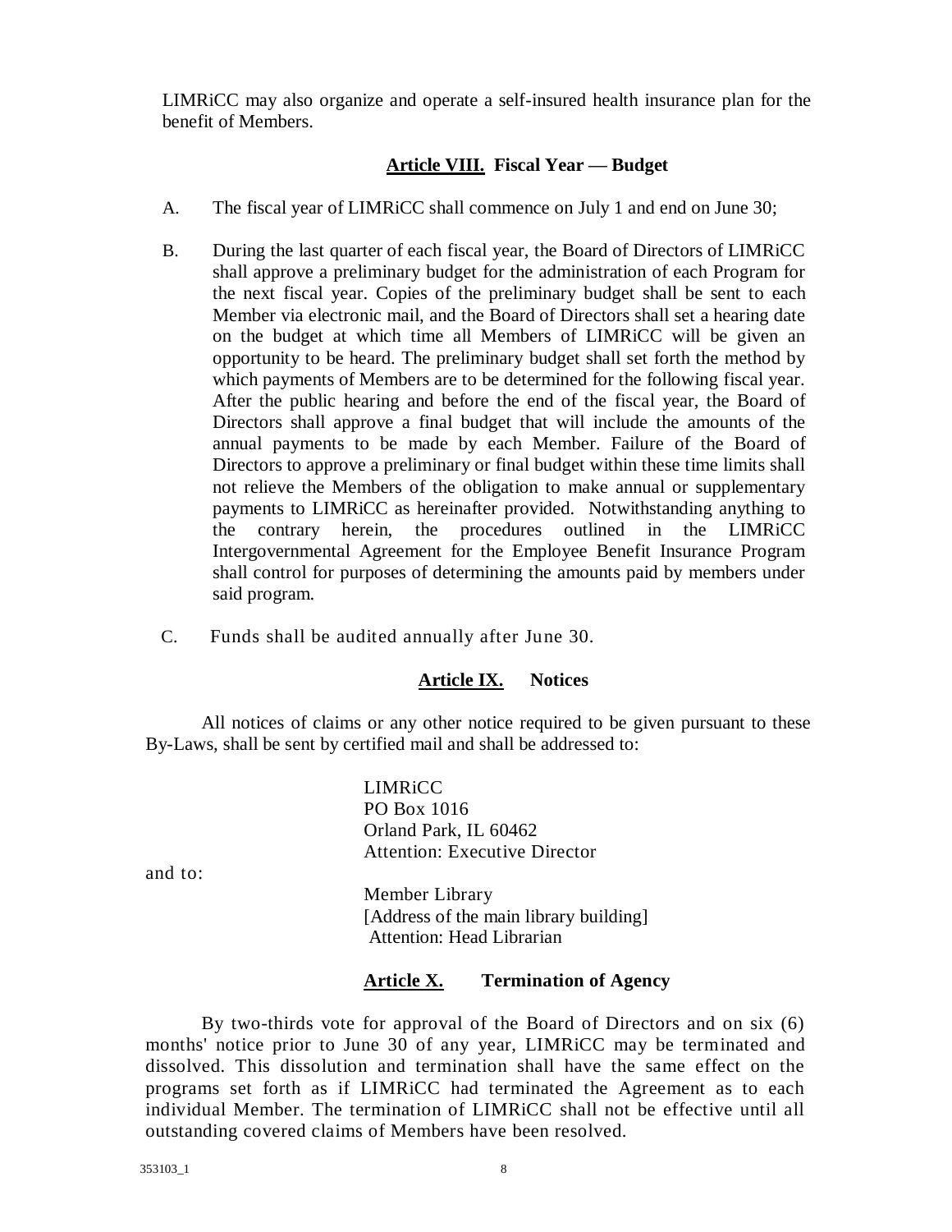LIMRiCC may also organize and operate a self-insured health insurance plan for the benefit of Members.

## **Article VIII.** Fiscal Year — Budget

A. The fiscal year of LIMRiCC shall commence on July 1 and end on June 30;

B. During the last quarter of each fiscal year, the Board of Directors of LIMRiCC shall approve a preliminary budget for the administration of each Program for the next fiscal year. Copies of the preliminary budget shall be sent to each Member via electronic mail, and the Board of Directors shall set a hearing date on the budget at which time all Members of LIMRiCC will be given an opportunity to be heard. The preliminary budget shall set forth the method by which payments of Members are to be determined for the following fiscal year. After the public hearing and before the end of the fiscal year, the Board of Directors shall approve a final budget that will include the amounts of the annual payments to be made by each Member. Failure of the Board of Directors to approve a preliminary or final budget within these time limits shall not relieve the Members of the obligation to make annual or supplementary payments to LIMRiCC as hereinafter provided. Notwithstanding anything to the contrary herein, the procedures outlined in the LIMRiCC Intergovernmental Agreement for the Employee Benefit Insurance Program shall control for purposes of determining the amounts paid by members under said program.

C. Funds shall be audited annually after June 30.

## **Article IX.** Notices

All notices of claims or any other notice required to be given pursuant to these By-Laws, shall be sent by certified mail and shall be addressed to:

LIMRiCC
PO Box 1016
Orland Park, IL 60462
Attention: Executive Director

and to:

Member Library
[Address of the main library building]
Attention: Head Librarian

## **Article X.** Termination of Agency

By two-thirds vote for approval of the Board of Directors and on six (6) months' notice prior to June 30 of any year, LIMRiCC may be terminated and dissolved. This dissolution and termination shall have the same effect on the programs set forth as if LIMRiCC had terminated the Agreement as to each individual Member. The termination of LIMRiCC shall not be effective until all outstanding covered claims of Members have been resolved.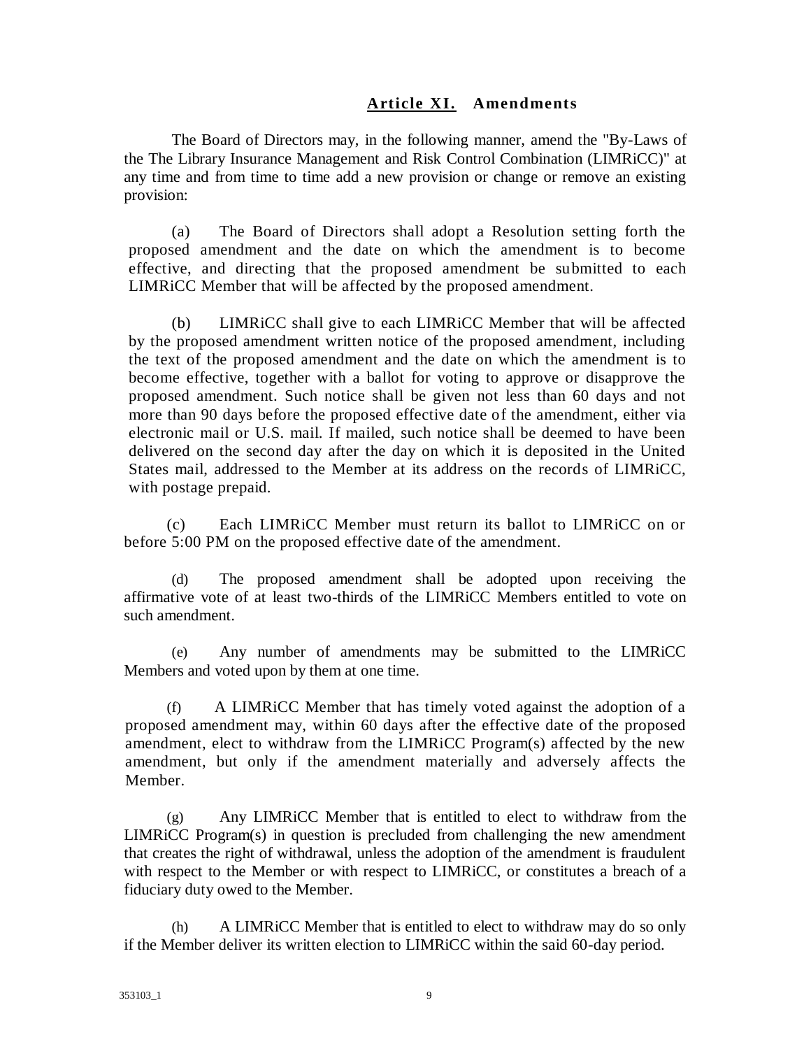## **Article XI.** Amendments

The Board of Directors may, in the following manner, amend the "By-Laws of the The Library Insurance Management and Risk Control Combination (LIMRiCC)" at any time and from time to time add a new provision or change or remove an existing provision:

(a) The Board of Directors shall adopt a Resolution setting forth the proposed amendment and the date on which the amendment is to become effective, and directing that the proposed amendment be submitted to each LIMRiCC Member that will be affected by the proposed amendment.

(b) LIMRiCC shall give to each LIMRiCC Member that will be affected by the proposed amendment written notice of the proposed amendment, including the text of the proposed amendment and the date on which the amendment is to become effective, together with a ballot for voting to approve or disapprove the proposed amendment. Such notice shall be given not less than 60 days and not more than 90 days before the proposed effective date of the amendment, either via electronic mail or U.S. mail. If mailed, such notice shall be deemed to have been delivered on the second day after the day on which it is deposited in the United States mail, addressed to the Member at its address on the records of LIMRiCC, with postage prepaid.

(c) Each LIMRiCC Member must return its ballot to LIMRiCC on or before 5:00 PM on the proposed effective date of the amendment.

(d) The proposed amendment shall be adopted upon receiving the affirmative vote of at least two-thirds of the LIMRiCC Members entitled to vote on such amendment.

(e) Any number of amendments may be submitted to the LIMRiCC Members and voted upon by them at one time.

(f) A LIMRiCC Member that has timely voted against the adoption of a proposed amendment may, within 60 days after the effective date of the proposed amendment, elect to withdraw from the LIMRiCC Program(s) affected by the new amendment, but only if the amendment materially and adversely affects the Member.

(g) Any LIMRiCC Member that is entitled to elect to withdraw from the LIMRiCC Program(s) in question is precluded from challenging the new amendment that creates the right of withdrawal, unless the adoption of the amendment is fraudulent with respect to the Member or with respect to LIMRiCC, or constitutes a breach of a fiduciary duty owed to the Member.

(h) A LIMRiCC Member that is entitled to elect to withdraw may do so only if the Member deliver its written election to LIMRiCC within the said 60-day period.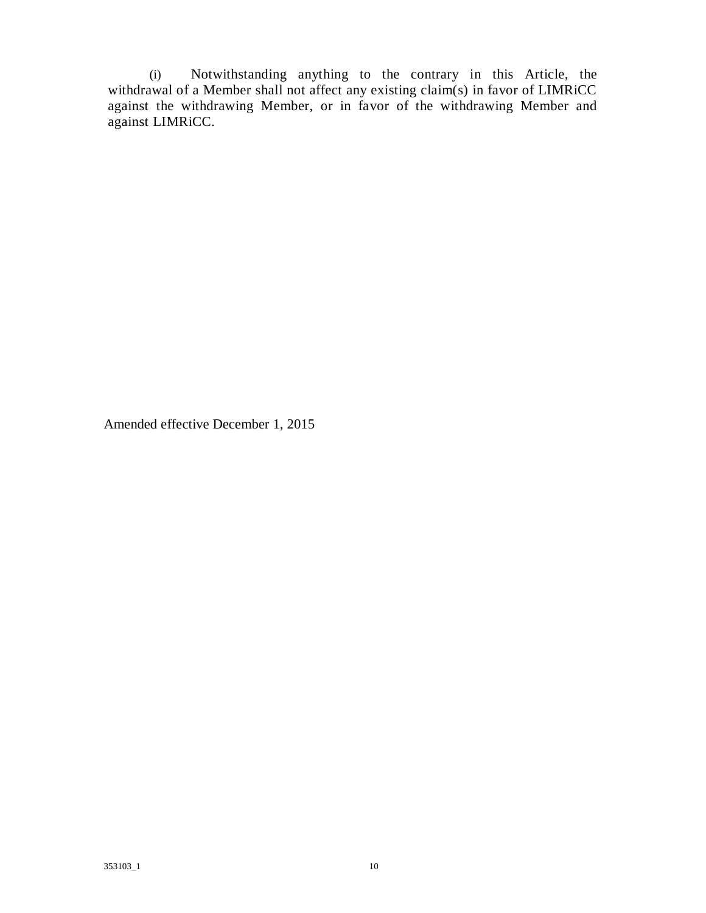(i) Notwithstanding anything to the contrary in this Article, the withdrawal of a Member shall not affect any existing claim(s) in favor of LIMRiCC against the withdrawing Member, or in favor of the withdrawing Member and against LIMRiCC.

Amended effective December 1, 2015